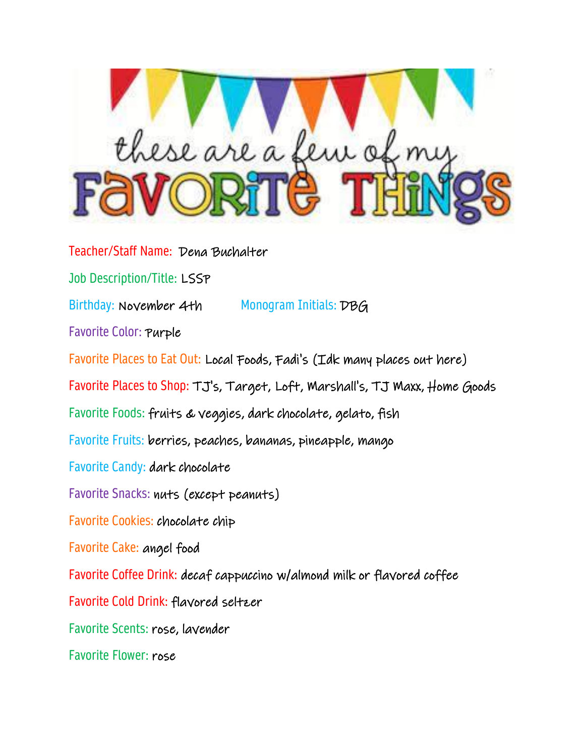# these are a few of my FAVORITE THINGS

Teacher/Staff Name: Dena Buchalter

Job Description/Title: LSSP

Birthday: November 4th Monogram Initials: DBG

Favorite Color: Purple

Favorite Places to Eat Out: Local Foods, Fadi's (Idk many places out here)

Favorite Places to Shop: TJ's, Target, Loft, Marshall's, TJ Maxx, Home Goods

Favorite Foods: fruits & veggies, dark chocolate, gelato, fish

Favorite Fruits: berries, peaches, bananas, pineapple, mango

Favorite Candy: dark chocolate

Favorite Snacks: nuts (except peanuts)

Favorite Cookies: chocolate chip

Favorite Cake: angel food

Favorite Coffee Drink: decaf cappuccino w/almond milk or flavored coffee

Favorite Cold Drink: flavored seltzer

Favorite Scents: rose, lavender

Favorite Flower: rose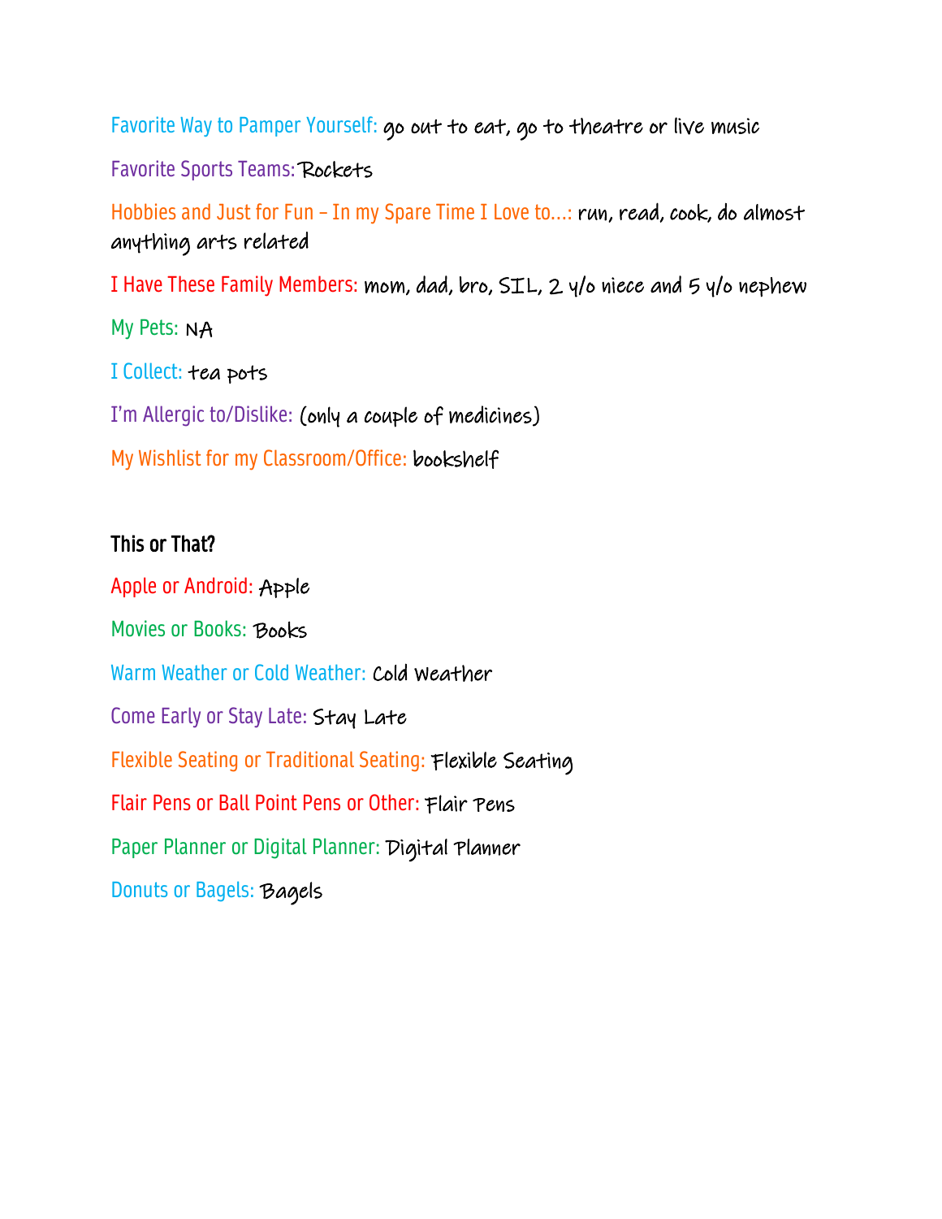Favorite Way to Pamper Yourself: go out to eat, go to theatre or live music

Favorite Sports Teams: Rockets

Hobbies and Just for Fun – In my Spare Time I Love to…: run, read, cook, do almost anything arts related

I Have These Family Members: mom, dad, bro, SIL, 2 y/o niece and 5 y/o nephew

My Pets: NA

I Collect: tea pots

I'm Allergic to/Dislike: (only a couple of medicines)

My Wishlist for my Classroom/Office: bookshelf

**This or That?**

Apple or Android: Apple

Movies or Books: Books

Warm Weather or Cold Weather: Cold Weather

Come Early or Stay Late: Stay Late

Flexible Seating or Traditional Seating: Flexible Seating

Flair Pens or Ball Point Pens or Other: Flair Pens

Paper Planner or Digital Planner: Digital Planner

Donuts or Bagels: Bagels